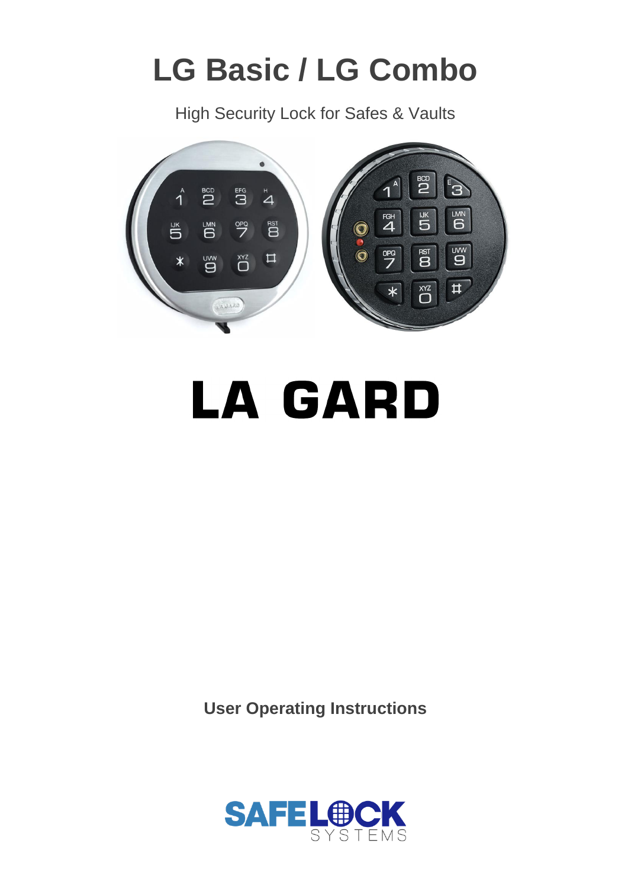# LG Basic / LG Combo

High Security Lock for Safes & Vaults

# LA GARD

**User Operating Instructions**

SAFELOCK SYSTEMS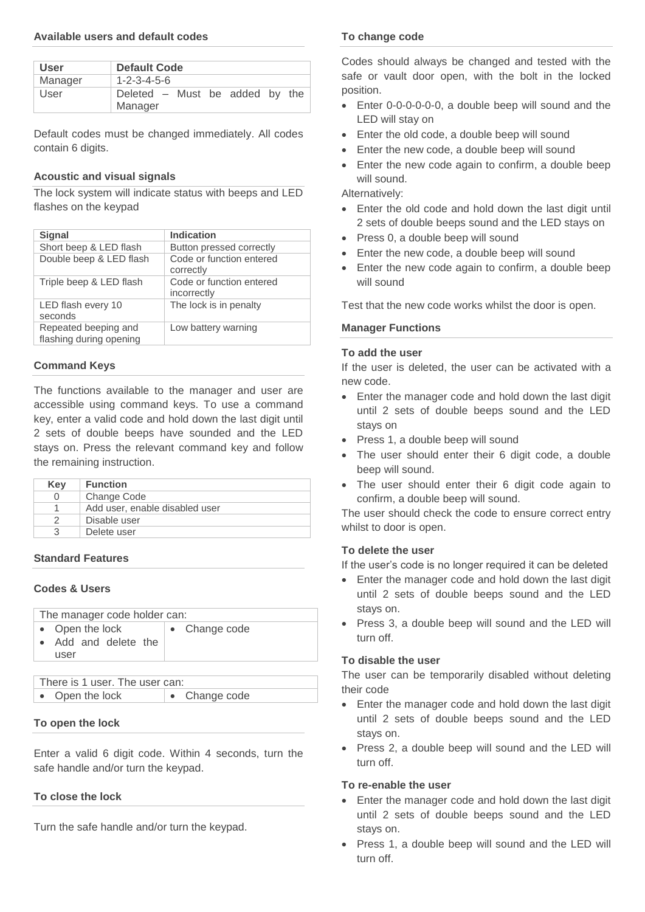### Available users and default codes

| User | Default Code |
|---|---|
| Manager | 1-2-3-4-5-6 |
| User | Deleted – Must be added by the Manager |

Default codes must be changed immediately. All codes contain 6 digits.

### Acoustic and visual signals

The lock system will indicate status with beeps and LED flashes on the keypad

| Signal | Indication |
|---|---|
| Short beep & LED flash | Button pressed correctly |
| Double beep & LED flash | Code or function entered correctly |
| Triple beep & LED flash | Code or function entered incorrectly |
| LED flash every 10 seconds | The lock is in penalty |
| Repeated beeping and flashing during opening | Low battery warning |

### Command Keys

The functions available to the manager and user are accessible using command keys. To use a command key, enter a valid code and hold down the last digit until 2 sets of double beeps have sounded and the LED stays on. Press the relevant command key and follow the remaining instruction.

| Key | Function |
|---|---|
| 0 | Change Code |
| 1 | Add user, enable disabled user |
| 2 | Disable user |
| 3 | Delete user |

### Standard Features

### Codes & Users

| The manager code holder can: | |
|---|---|
| • Open the lock<br>• Add and delete the user | • Change code |

| There is 1 user. The user can: | |
|---|---|
| • Open the lock | • Change code |

### To open the lock

Enter a valid 6 digit code. Within 4 seconds, turn the safe handle and/or turn the keypad.

### To close the lock

Turn the safe handle and/or turn the keypad.

### To change code

Codes should always be changed and tested with the safe or vault door open, with the bolt in the locked position.

- Enter 0-0-0-0-0-0, a double beep will sound and the LED will stay on
- Enter the old code, a double beep will sound
- Enter the new code, a double beep will sound
- Enter the new code again to confirm, a double beep will sound.

Alternatively:

- Enter the old code and hold down the last digit until 2 sets of double beeps sound and the LED stays on
- Press 0, a double beep will sound
- Enter the new code, a double beep will sound
- Enter the new code again to confirm, a double beep will sound

Test that the new code works whilst the door is open.

### Manager Functions

#### To add the user

If the user is deleted, the user can be activated with a new code.

- Enter the manager code and hold down the last digit until 2 sets of double beeps sound and the LED stays on
- Press 1, a double beep will sound
- The user should enter their 6 digit code, a double beep will sound.
- The user should enter their 6 digit code again to confirm, a double beep will sound.

The user should check the code to ensure correct entry whilst to door is open.

#### To delete the user

If the user's code is no longer required it can be deleted

- Enter the manager code and hold down the last digit until 2 sets of double beeps sound and the LED stays on.
- Press 3, a double beep will sound and the LED will turn off.

#### To disable the user

The user can be temporarily disabled without deleting their code

- Enter the manager code and hold down the last digit until 2 sets of double beeps sound and the LED stays on.
- Press 2, a double beep will sound and the LED will turn off.

#### To re-enable the user

- Enter the manager code and hold down the last digit until 2 sets of double beeps sound and the LED stays on.
- Press 1, a double beep will sound and the LED will turn off.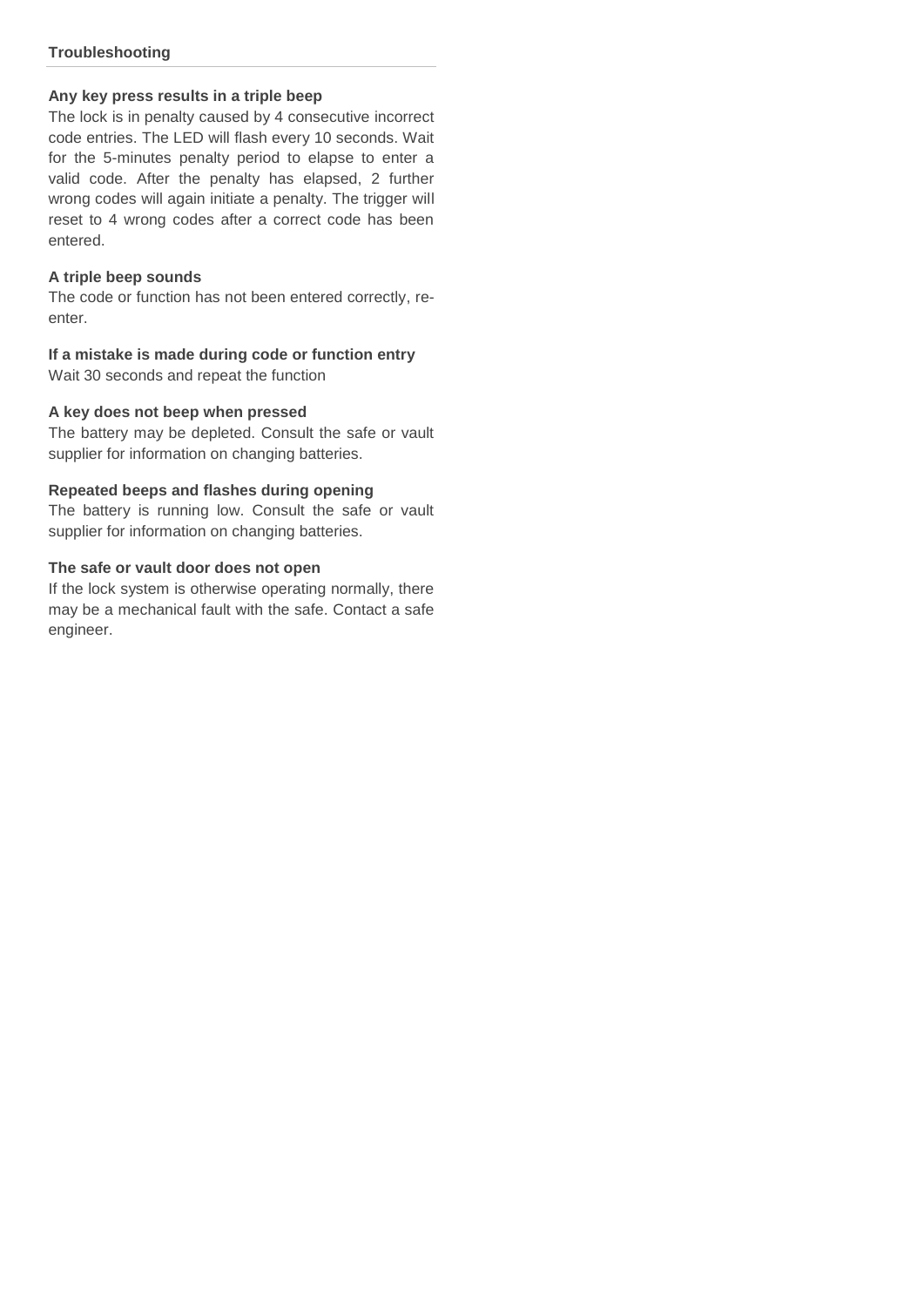## Troubleshooting

### Any key press results in a triple beep

The lock is in penalty caused by 4 consecutive incorrect code entries. The LED will flash every 10 seconds. Wait for the 5-minutes penalty period to elapse to enter a valid code. After the penalty has elapsed, 2 further wrong codes will again initiate a penalty. The trigger will reset to 4 wrong codes after a correct code has been entered.

### A triple beep sounds

The code or function has not been entered correctly, re-enter.

### If a mistake is made during code or function entry

Wait 30 seconds and repeat the function

### A key does not beep when pressed

The battery may be depleted. Consult the safe or vault supplier for information on changing batteries.

### Repeated beeps and flashes during opening

The battery is running low. Consult the safe or vault supplier for information on changing batteries.

### The safe or vault door does not open

If the lock system is otherwise operating normally, there may be a mechanical fault with the safe. Contact a safe engineer.